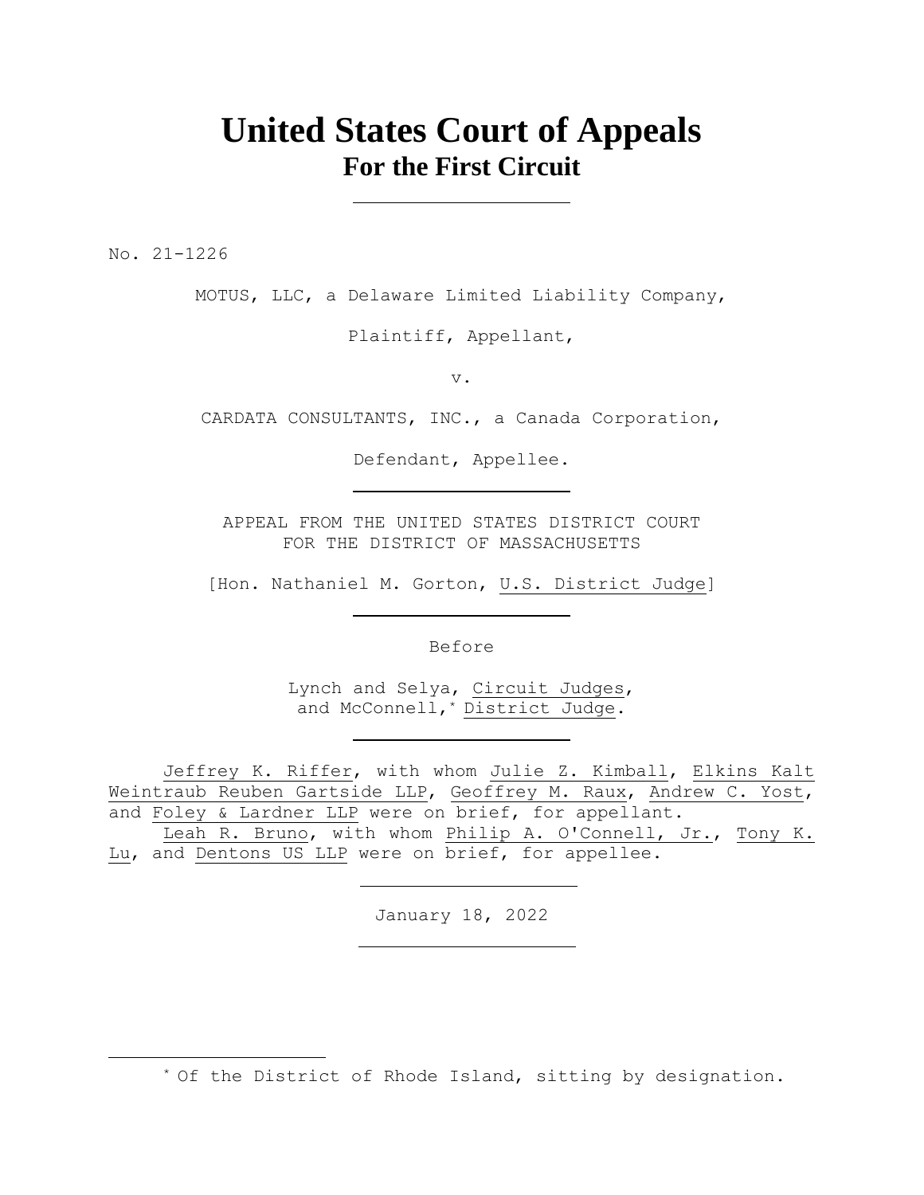# United States Court of Appeals
## For the First Circuit

No. 21-1226

MOTUS, LLC, a Delaware Limited Liability Company,

Plaintiff, Appellant,

v.

CARDATA CONSULTANTS, INC., a Canada Corporation,

Defendant, Appellee.

APPEAL FROM THE UNITED STATES DISTRICT COURT
FOR THE DISTRICT OF MASSACHUSETTS

[Hon. Nathaniel M. Gorton, U.S. District Judge]

Before

Lynch and Selya, Circuit Judges,
and McConnell,* District Judge.

Jeffrey K. Riffer, with whom Julie Z. Kimball, Elkins Kalt Weintraub Reuben Gartside LLP, Geoffrey M. Raux, Andrew C. Yost, and Foley & Lardner LLP were on brief, for appellant.

Leah R. Bruno, with whom Philip A. O'Connell, Jr., Tony K. Lu, and Dentons US LLP were on brief, for appellee.

January 18, 2022

* Of the District of Rhode Island, sitting by designation.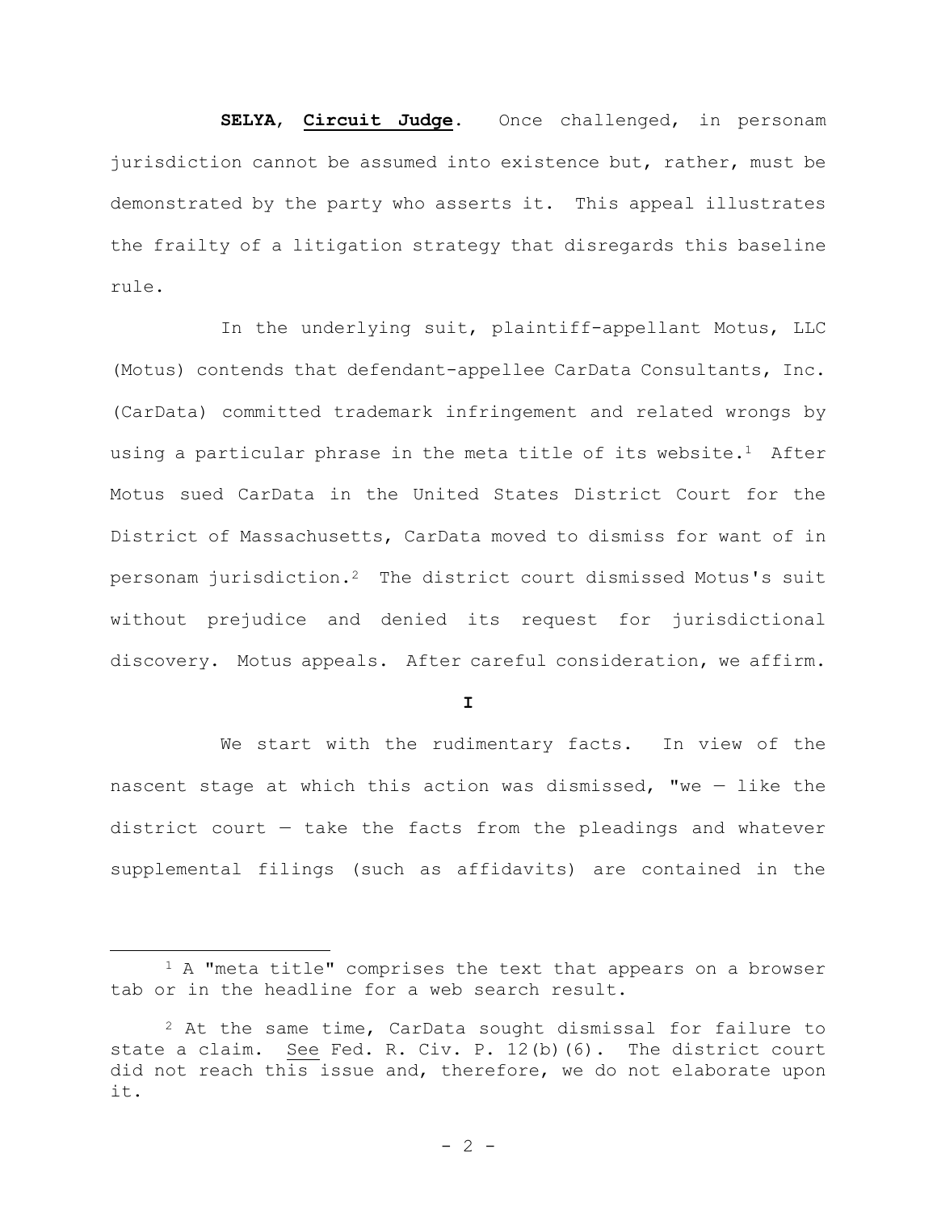**SELYA**, **Circuit Judge**. Once challenged, in personam jurisdiction cannot be assumed into existence but, rather, must be demonstrated by the party who asserts it. This appeal illustrates the frailty of a litigation strategy that disregards this baseline rule.

In the underlying suit, plaintiff-appellant Motus, LLC (Motus) contends that defendant-appellee CarData Consultants, Inc. (CarData) committed trademark infringement and related wrongs by using a particular phrase in the meta title of its website.[1] After Motus sued CarData in the United States District Court for the District of Massachusetts, CarData moved to dismiss for want of in personam jurisdiction.[2] The district court dismissed Motus's suit without prejudice and denied its request for jurisdictional discovery. Motus appeals. After careful consideration, we affirm.

## I

We start with the rudimentary facts. In view of the nascent stage at which this action was dismissed, "we — like the district court — take the facts from the pleadings and whatever supplemental filings (such as affidavits) are contained in the

---

[1] A "meta title" comprises the text that appears on a browser tab or in the headline for a web search result.

[2] At the same time, CarData sought dismissal for failure to state a claim. See Fed. R. Civ. P. 12(b)(6). The district court did not reach this issue and, therefore, we do not elaborate upon it.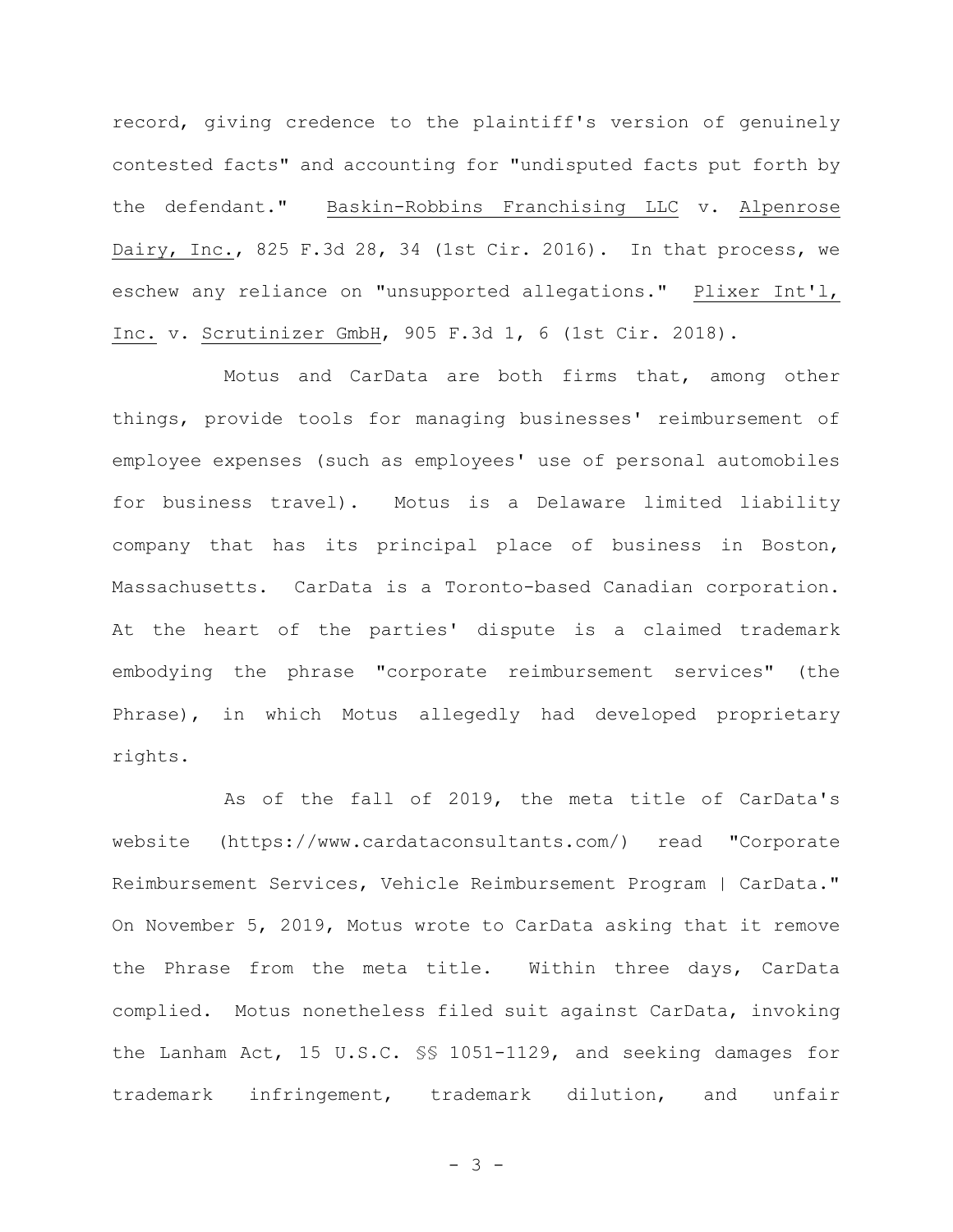record, giving credence to the plaintiff's version of genuinely contested facts" and accounting for "undisputed facts put forth by the defendant." Baskin-Robbins Franchising LLC v. Alpenrose Dairy, Inc., 825 F.3d 28, 34 (1st Cir. 2016). In that process, we eschew any reliance on "unsupported allegations." Plixer Int'l, Inc. v. Scrutinizer GmbH, 905 F.3d 1, 6 (1st Cir. 2018).

Motus and CarData are both firms that, among other things, provide tools for managing businesses' reimbursement of employee expenses (such as employees' use of personal automobiles for business travel). Motus is a Delaware limited liability company that has its principal place of business in Boston, Massachusetts. CarData is a Toronto-based Canadian corporation. At the heart of the parties' dispute is a claimed trademark embodying the phrase "corporate reimbursement services" (the Phrase), in which Motus allegedly had developed proprietary rights.

As of the fall of 2019, the meta title of CarData's website (https://www.cardataconsultants.com/) read "Corporate Reimbursement Services, Vehicle Reimbursement Program | CarData." On November 5, 2019, Motus wrote to CarData asking that it remove the Phrase from the meta title. Within three days, CarData complied. Motus nonetheless filed suit against CarData, invoking the Lanham Act, 15 U.S.C. §§ 1051-1129, and seeking damages for trademark infringement, trademark dilution, and unfair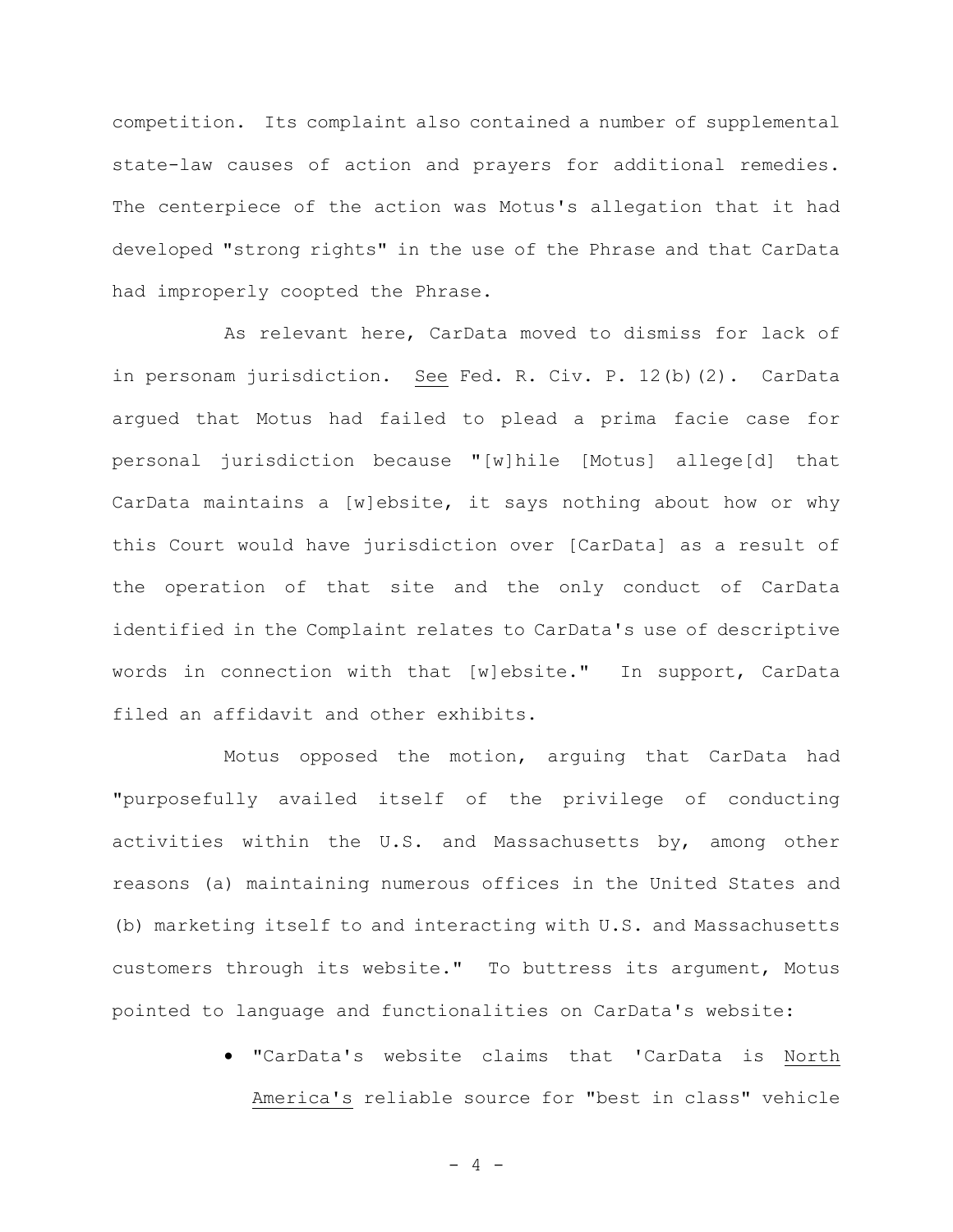competition. Its complaint also contained a number of supplemental state-law causes of action and prayers for additional remedies. The centerpiece of the action was Motus's allegation that it had developed "strong rights" in the use of the Phrase and that CarData had improperly coopted the Phrase.

As relevant here, CarData moved to dismiss for lack of in personam jurisdiction. See Fed. R. Civ. P. 12(b)(2). CarData argued that Motus had failed to plead a prima facie case for personal jurisdiction because "[w]hile [Motus] allege[d] that CarData maintains a [w]ebsite, it says nothing about how or why this Court would have jurisdiction over [CarData] as a result of the operation of that site and the only conduct of CarData identified in the Complaint relates to CarData's use of descriptive words in connection with that [w]ebsite." In support, CarData filed an affidavit and other exhibits.

Motus opposed the motion, arguing that CarData had "purposefully availed itself of the privilege of conducting activities within the U.S. and Massachusetts by, among other reasons (a) maintaining numerous offices in the United States and (b) marketing itself to and interacting with U.S. and Massachusetts customers through its website." To buttress its argument, Motus pointed to language and functionalities on CarData's website:

- "CarData's website claims that 'CarData is North America's reliable source for "best in class" vehicle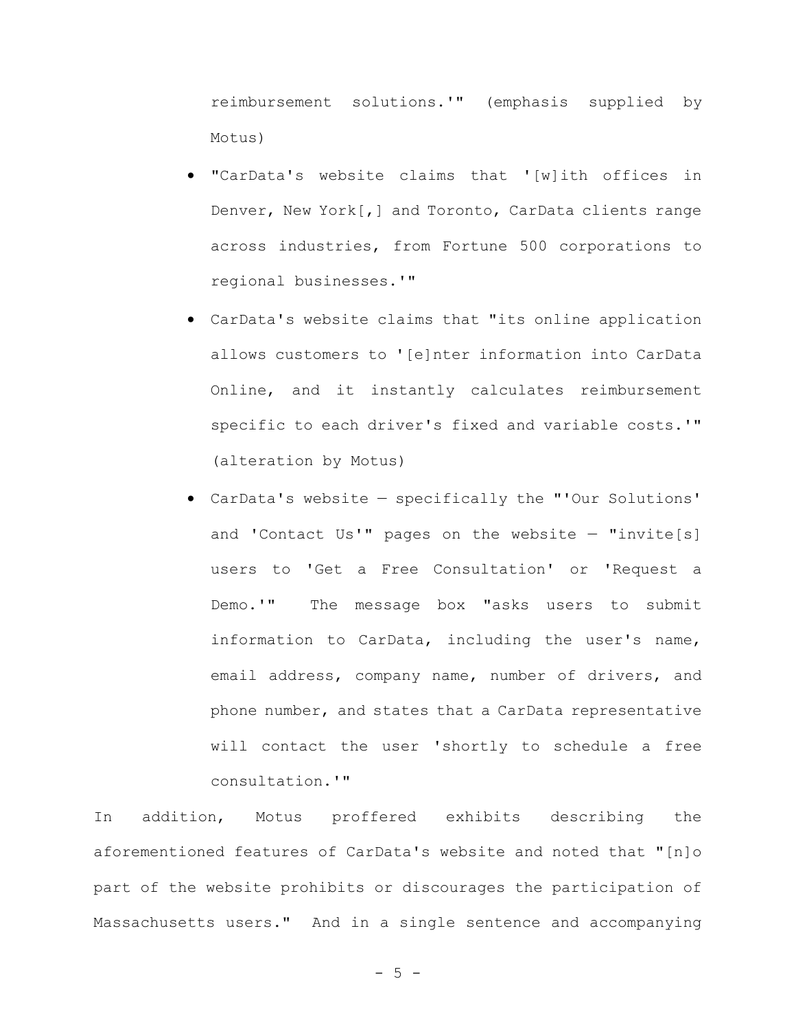reimbursement solutions.'" (emphasis supplied by Motus)

- "CarData's website claims that '[w]ith offices in Denver, New York[,] and Toronto, CarData clients range across industries, from Fortune 500 corporations to regional businesses.'"
- CarData's website claims that "its online application allows customers to '[e]nter information into CarData Online, and it instantly calculates reimbursement specific to each driver's fixed and variable costs.'" (alteration by Motus)
- CarData's website — specifically the "'Our Solutions' and 'Contact Us'" pages on the website — "invite[s] users to 'Get a Free Consultation' or 'Request a Demo.'" The message box "asks users to submit information to CarData, including the user's name, email address, company name, number of drivers, and phone number, and states that a CarData representative will contact the user 'shortly to schedule a free consultation.'"

In addition, Motus proffered exhibits describing the aforementioned features of CarData's website and noted that "[n]o part of the website prohibits or discourages the participation of Massachusetts users." And in a single sentence and accompanying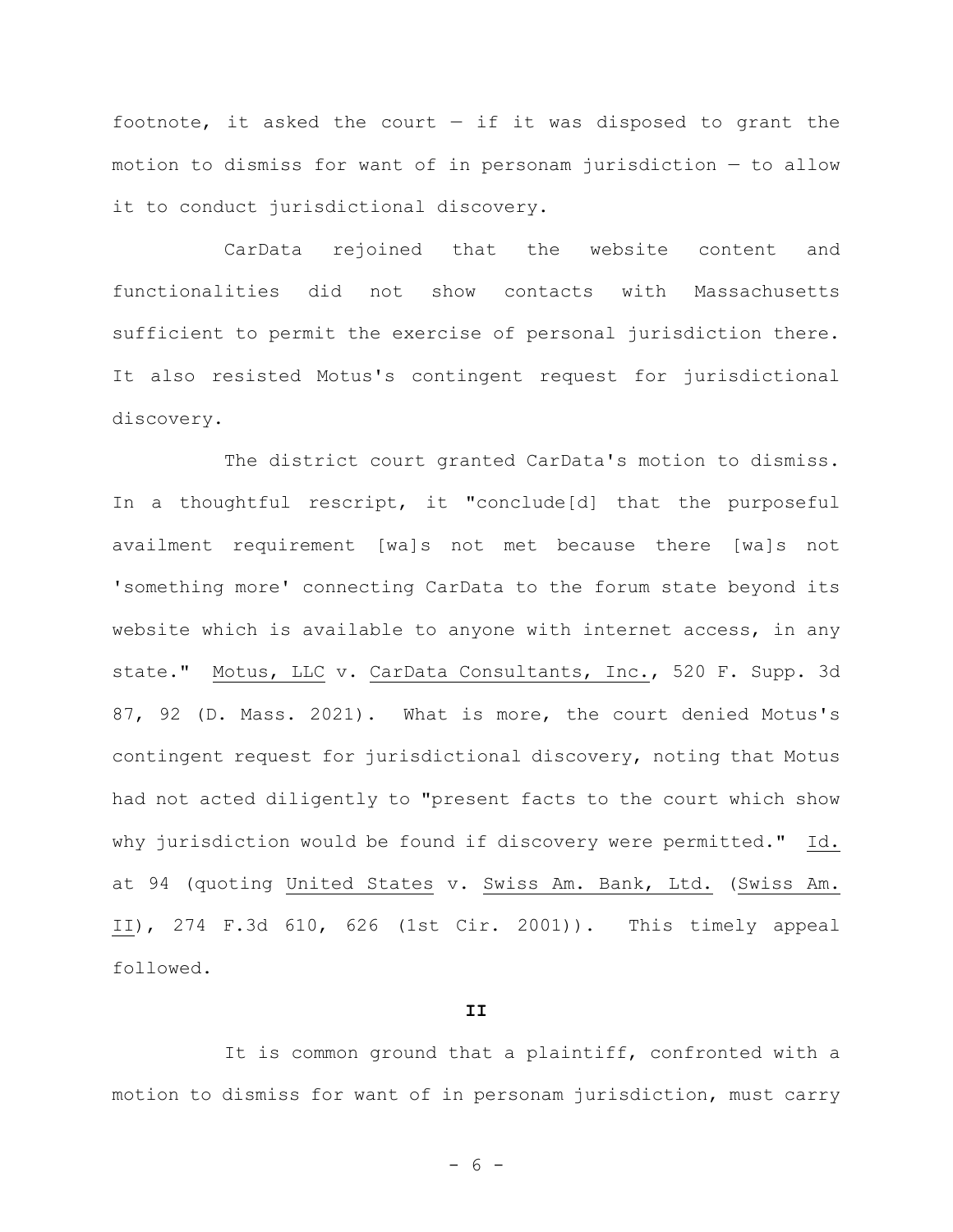footnote, it asked the court — if it was disposed to grant the motion to dismiss for want of in personam jurisdiction — to allow it to conduct jurisdictional discovery.

CarData rejoined that the website content and functionalities did not show contacts with Massachusetts sufficient to permit the exercise of personal jurisdiction there. It also resisted Motus's contingent request for jurisdictional discovery.

The district court granted CarData's motion to dismiss. In a thoughtful rescript, it "conclude[d] that the purposeful availment requirement [wa]s not met because there [wa]s not 'something more' connecting CarData to the forum state beyond its website which is available to anyone with internet access, in any state." Motus, LLC v. CarData Consultants, Inc., 520 F. Supp. 3d 87, 92 (D. Mass. 2021). What is more, the court denied Motus's contingent request for jurisdictional discovery, noting that Motus had not acted diligently to "present facts to the court which show why jurisdiction would be found if discovery were permitted." Id. at 94 (quoting United States v. Swiss Am. Bank, Ltd. (Swiss Am. II), 274 F.3d 610, 626 (1st Cir. 2001)). This timely appeal followed.

## II

It is common ground that a plaintiff, confronted with a motion to dismiss for want of in personam jurisdiction, must carry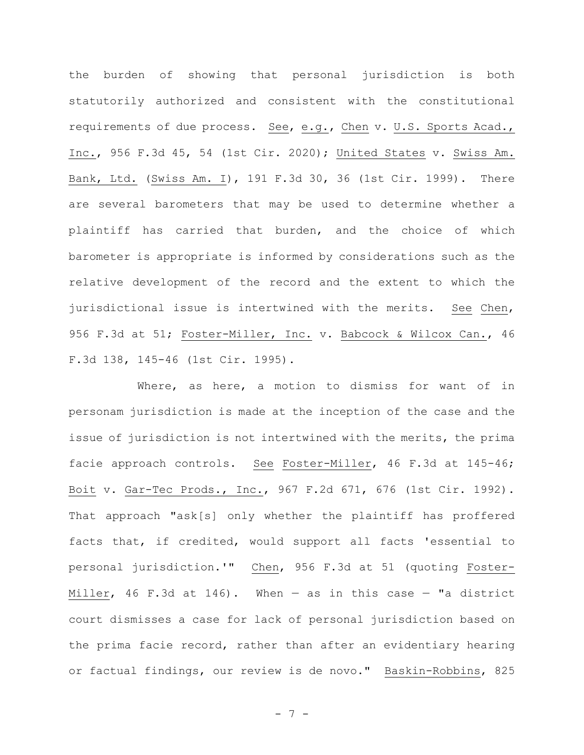the burden of showing that personal jurisdiction is both statutorily authorized and consistent with the constitutional requirements of due process. See, e.g., Chen v. U.S. Sports Acad., Inc., 956 F.3d 45, 54 (1st Cir. 2020); United States v. Swiss Am. Bank, Ltd. (Swiss Am. I), 191 F.3d 30, 36 (1st Cir. 1999). There are several barometers that may be used to determine whether a plaintiff has carried that burden, and the choice of which barometer is appropriate is informed by considerations such as the relative development of the record and the extent to which the jurisdictional issue is intertwined with the merits. See Chen, 956 F.3d at 51; Foster-Miller, Inc. v. Babcock & Wilcox Can., 46 F.3d 138, 145-46 (1st Cir. 1995).

Where, as here, a motion to dismiss for want of in personam jurisdiction is made at the inception of the case and the issue of jurisdiction is not intertwined with the merits, the prima facie approach controls. See Foster-Miller, 46 F.3d at 145-46; Boit v. Gar-Tec Prods., Inc., 967 F.2d 671, 676 (1st Cir. 1992). That approach "ask[s] only whether the plaintiff has proffered facts that, if credited, would support all facts 'essential to personal jurisdiction.'" Chen, 956 F.3d at 51 (quoting Foster-Miller, 46 F.3d at 146). When — as in this case — "a district court dismisses a case for lack of personal jurisdiction based on the prima facie record, rather than after an evidentiary hearing or factual findings, our review is de novo." Baskin-Robbins, 825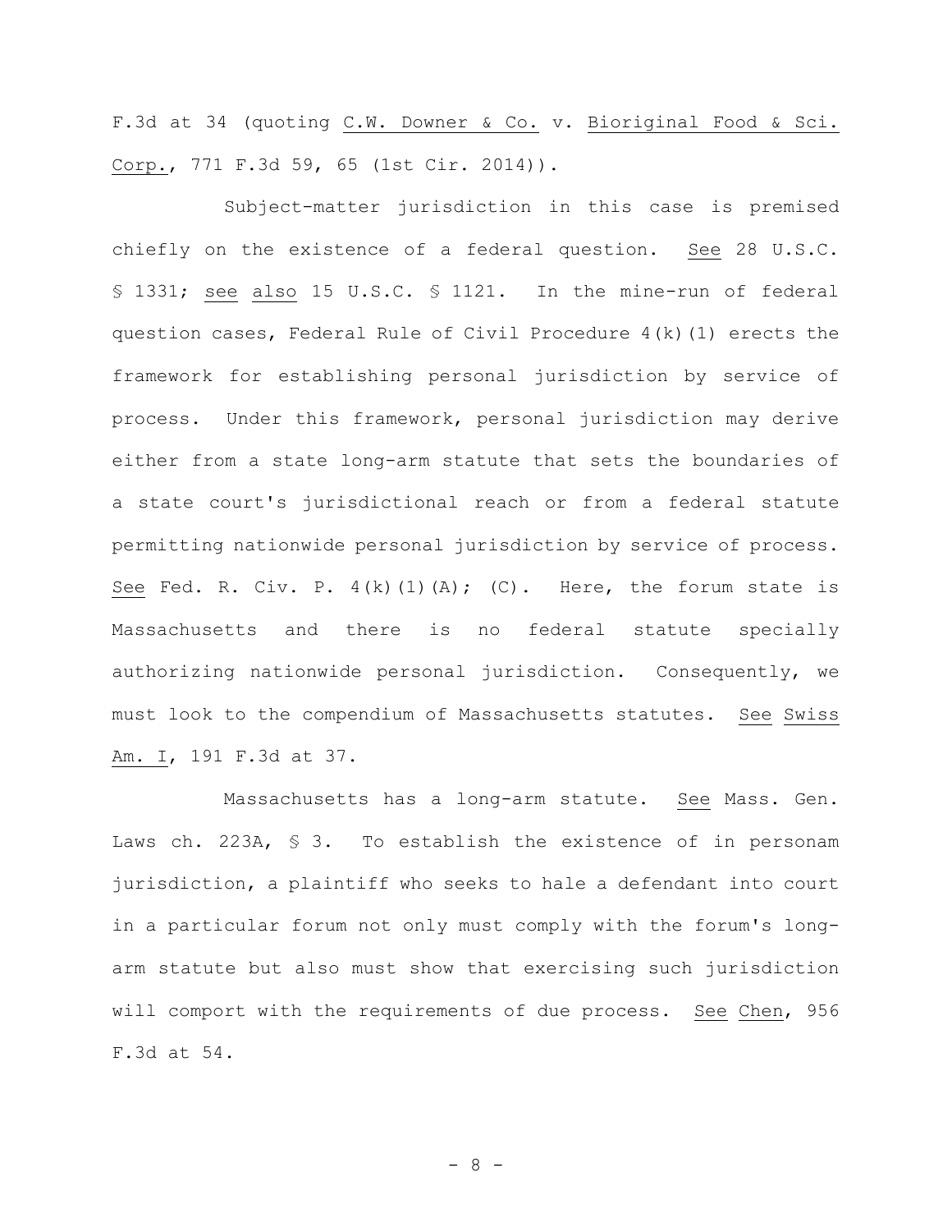F.3d at 34 (quoting C.W. Downer & Co. v. Bioriginal Food & Sci. Corp., 771 F.3d 59, 65 (1st Cir. 2014)).

Subject-matter jurisdiction in this case is premised chiefly on the existence of a federal question. See 28 U.S.C. § 1331; see also 15 U.S.C. § 1121. In the mine-run of federal question cases, Federal Rule of Civil Procedure 4(k)(1) erects the framework for establishing personal jurisdiction by service of process. Under this framework, personal jurisdiction may derive either from a state long-arm statute that sets the boundaries of a state court's jurisdictional reach or from a federal statute permitting nationwide personal jurisdiction by service of process. See Fed. R. Civ. P. 4(k)(1)(A); (C). Here, the forum state is Massachusetts and there is no federal statute specially authorizing nationwide personal jurisdiction. Consequently, we must look to the compendium of Massachusetts statutes. See Swiss Am. I, 191 F.3d at 37.

Massachusetts has a long-arm statute. See Mass. Gen. Laws ch. 223A, § 3. To establish the existence of in personam jurisdiction, a plaintiff who seeks to hale a defendant into court in a particular forum not only must comply with the forum's long-arm statute but also must show that exercising such jurisdiction will comport with the requirements of due process. See Chen, 956 F.3d at 54.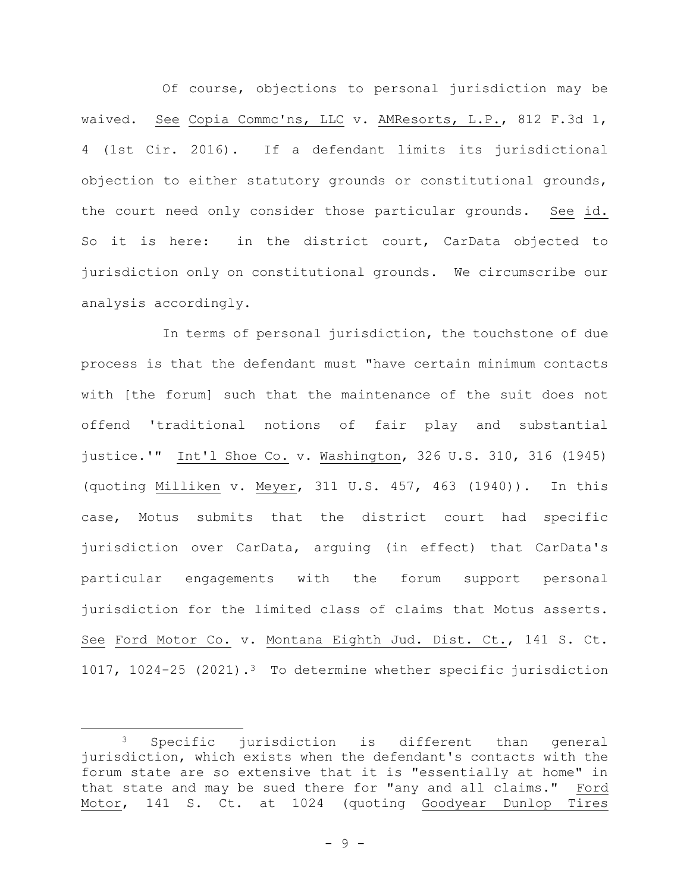Of course, objections to personal jurisdiction may be waived. See Copia Commc'ns, LLC v. AMResorts, L.P., 812 F.3d 1, 4 (1st Cir. 2016). If a defendant limits its jurisdictional objection to either statutory grounds or constitutional grounds, the court need only consider those particular grounds. See id. So it is here: in the district court, CarData objected to jurisdiction only on constitutional grounds. We circumscribe our analysis accordingly.

In terms of personal jurisdiction, the touchstone of due process is that the defendant must "have certain minimum contacts with [the forum] such that the maintenance of the suit does not offend 'traditional notions of fair play and substantial justice.'" Int'l Shoe Co. v. Washington, 326 U.S. 310, 316 (1945) (quoting Milliken v. Meyer, 311 U.S. 457, 463 (1940)). In this case, Motus submits that the district court had specific jurisdiction over CarData, arguing (in effect) that CarData's particular engagements with the forum support personal jurisdiction for the limited class of claims that Motus asserts. See Ford Motor Co. v. Montana Eighth Jud. Dist. Ct., 141 S. Ct. 1017, 1024-25 (2021).[3] To determine whether specific jurisdiction

[3] Specific jurisdiction is different than general jurisdiction, which exists when the defendant's contacts with the forum state are so extensive that it is "essentially at home" in that state and may be sued there for "any and all claims." Ford Motor, 141 S. Ct. at 1024 (quoting Goodyear Dunlop Tires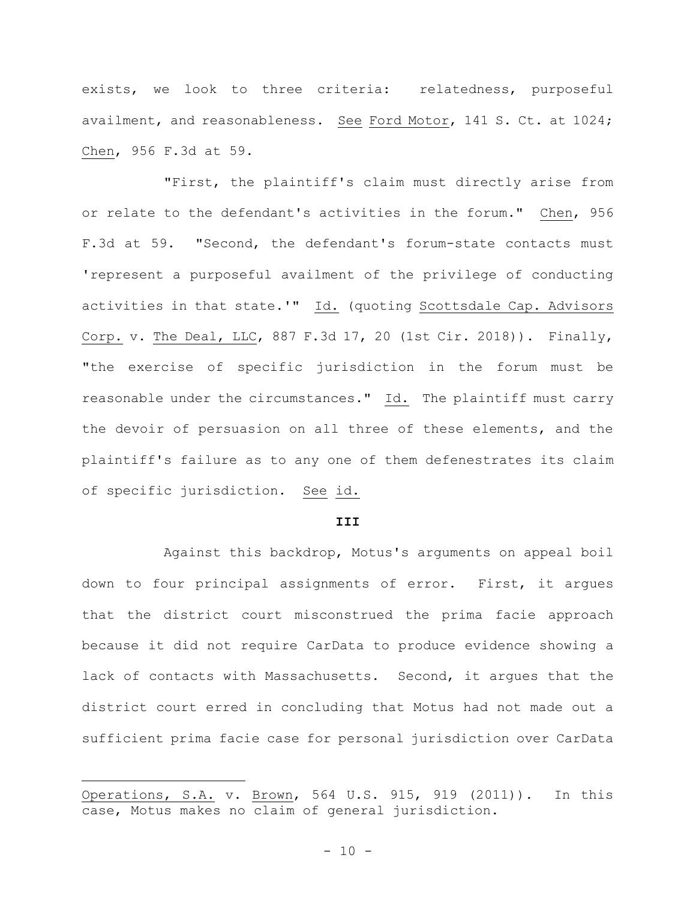exists, we look to three criteria: relatedness, purposeful availment, and reasonableness. See Ford Motor, 141 S. Ct. at 1024; Chen, 956 F.3d at 59.

"First, the plaintiff's claim must directly arise from or relate to the defendant's activities in the forum." Chen, 956 F.3d at 59. "Second, the defendant's forum-state contacts must 'represent a purposeful availment of the privilege of conducting activities in that state.'" Id. (quoting Scottsdale Cap. Advisors Corp. v. The Deal, LLC, 887 F.3d 17, 20 (1st Cir. 2018)). Finally, "the exercise of specific jurisdiction in the forum must be reasonable under the circumstances." Id. The plaintiff must carry the devoir of persuasion on all three of these elements, and the plaintiff's failure as to any one of them defenestrates its claim of specific jurisdiction. See id.

**III**

Against this backdrop, Motus's arguments on appeal boil down to four principal assignments of error. First, it argues that the district court misconstrued the prima facie approach because it did not require CarData to produce evidence showing a lack of contacts with Massachusetts. Second, it argues that the district court erred in concluding that Motus had not made out a sufficient prima facie case for personal jurisdiction over CarData

---

Operations, S.A. v. Brown, 564 U.S. 915, 919 (2011)). In this case, Motus makes no claim of general jurisdiction.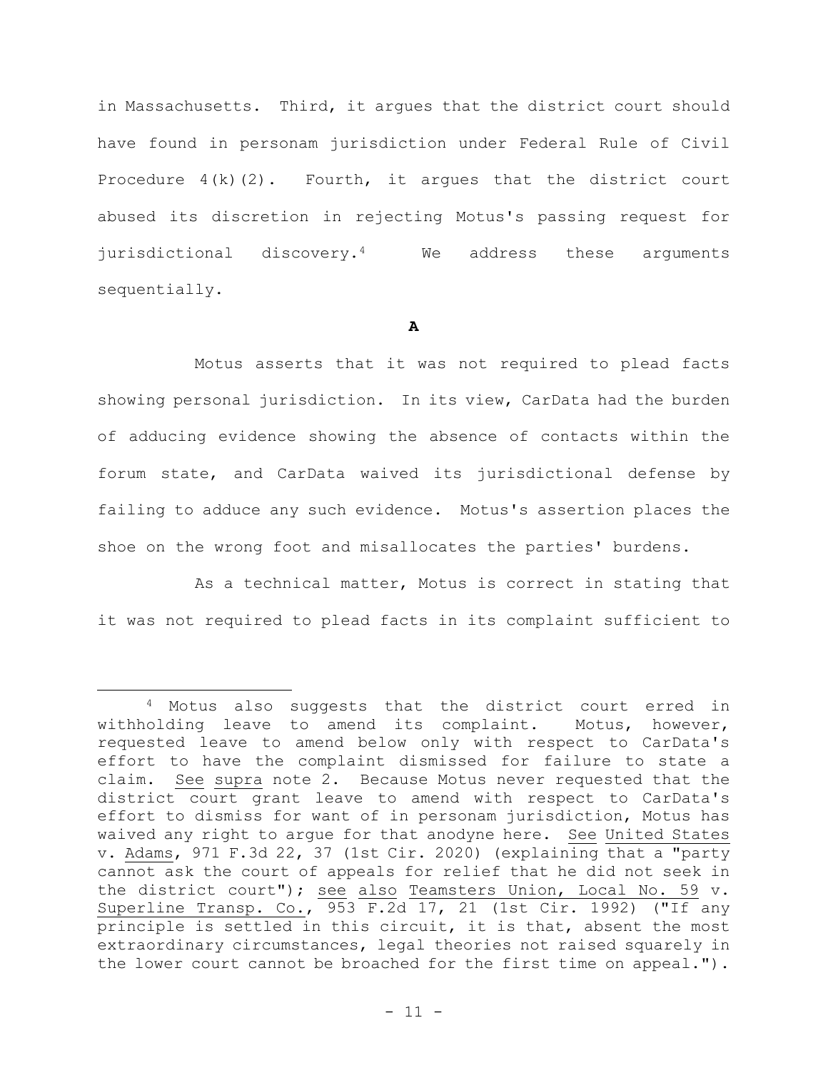in Massachusetts. Third, it argues that the district court should have found in personam jurisdiction under Federal Rule of Civil Procedure 4(k)(2). Fourth, it argues that the district court abused its discretion in rejecting Motus's passing request for jurisdictional discovery.[4] We address these arguments sequentially.

**A**

Motus asserts that it was not required to plead facts showing personal jurisdiction. In its view, CarData had the burden of adducing evidence showing the absence of contacts within the forum state, and CarData waived its jurisdictional defense by failing to adduce any such evidence. Motus's assertion places the shoe on the wrong foot and misallocates the parties' burdens.

As a technical matter, Motus is correct in stating that it was not required to plead facts in its complaint sufficient to

---

[4] Motus also suggests that the district court erred in withholding leave to amend its complaint. Motus, however, requested leave to amend below only with respect to CarData's effort to have the complaint dismissed for failure to state a claim. See supra note 2. Because Motus never requested that the district court grant leave to amend with respect to CarData's effort to dismiss for want of in personam jurisdiction, Motus has waived any right to argue for that anodyne here. See United States v. Adams, 971 F.3d 22, 37 (1st Cir. 2020) (explaining that a "party cannot ask the court of appeals for relief that he did not seek in the district court"); see also Teamsters Union, Local No. 59 v. Superline Transp. Co., 953 F.2d 17, 21 (1st Cir. 1992) ("If any principle is settled in this circuit, it is that, absent the most extraordinary circumstances, legal theories not raised squarely in the lower court cannot be broached for the first time on appeal.").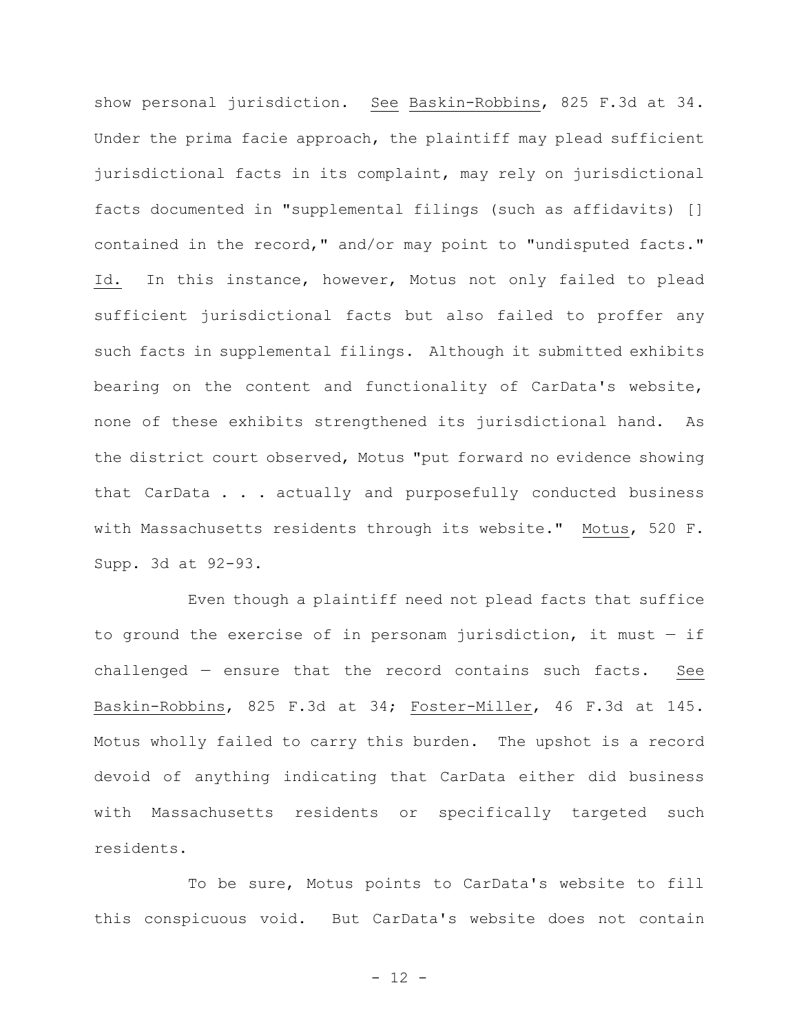show personal jurisdiction. See Baskin-Robbins, 825 F.3d at 34. Under the prima facie approach, the plaintiff may plead sufficient jurisdictional facts in its complaint, may rely on jurisdictional facts documented in "supplemental filings (such as affidavits) [] contained in the record," and/or may point to "undisputed facts." Id. In this instance, however, Motus not only failed to plead sufficient jurisdictional facts but also failed to proffer any such facts in supplemental filings. Although it submitted exhibits bearing on the content and functionality of CarData's website, none of these exhibits strengthened its jurisdictional hand. As the district court observed, Motus "put forward no evidence showing that CarData . . . actually and purposefully conducted business with Massachusetts residents through its website." Motus, 520 F. Supp. 3d at 92-93.

Even though a plaintiff need not plead facts that suffice to ground the exercise of in personam jurisdiction, it must — if challenged — ensure that the record contains such facts. See Baskin-Robbins, 825 F.3d at 34; Foster-Miller, 46 F.3d at 145. Motus wholly failed to carry this burden. The upshot is a record devoid of anything indicating that CarData either did business with Massachusetts residents or specifically targeted such residents.

To be sure, Motus points to CarData's website to fill this conspicuous void. But CarData's website does not contain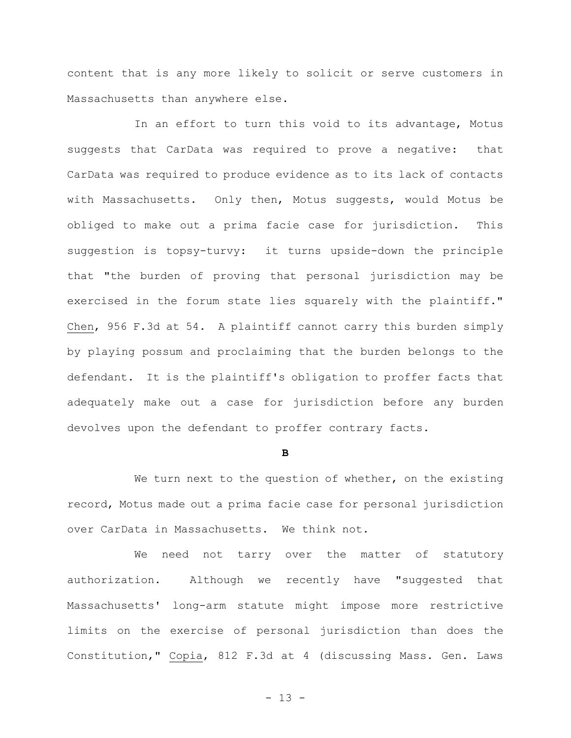content that is any more likely to solicit or serve customers in Massachusetts than anywhere else.

In an effort to turn this void to its advantage, Motus suggests that CarData was required to prove a negative: that CarData was required to produce evidence as to its lack of contacts with Massachusetts. Only then, Motus suggests, would Motus be obliged to make out a prima facie case for jurisdiction. This suggestion is topsy-turvy: it turns upside-down the principle that "the burden of proving that personal jurisdiction may be exercised in the forum state lies squarely with the plaintiff." Chen, 956 F.3d at 54. A plaintiff cannot carry this burden simply by playing possum and proclaiming that the burden belongs to the defendant. It is the plaintiff's obligation to proffer facts that adequately make out a case for jurisdiction before any burden devolves upon the defendant to proffer contrary facts.

**B**

We turn next to the question of whether, on the existing record, Motus made out a prima facie case for personal jurisdiction over CarData in Massachusetts. We think not.

We need not tarry over the matter of statutory authorization. Although we recently have "suggested that Massachusetts' long-arm statute might impose more restrictive limits on the exercise of personal jurisdiction than does the Constitution," Copia, 812 F.3d at 4 (discussing Mass. Gen. Laws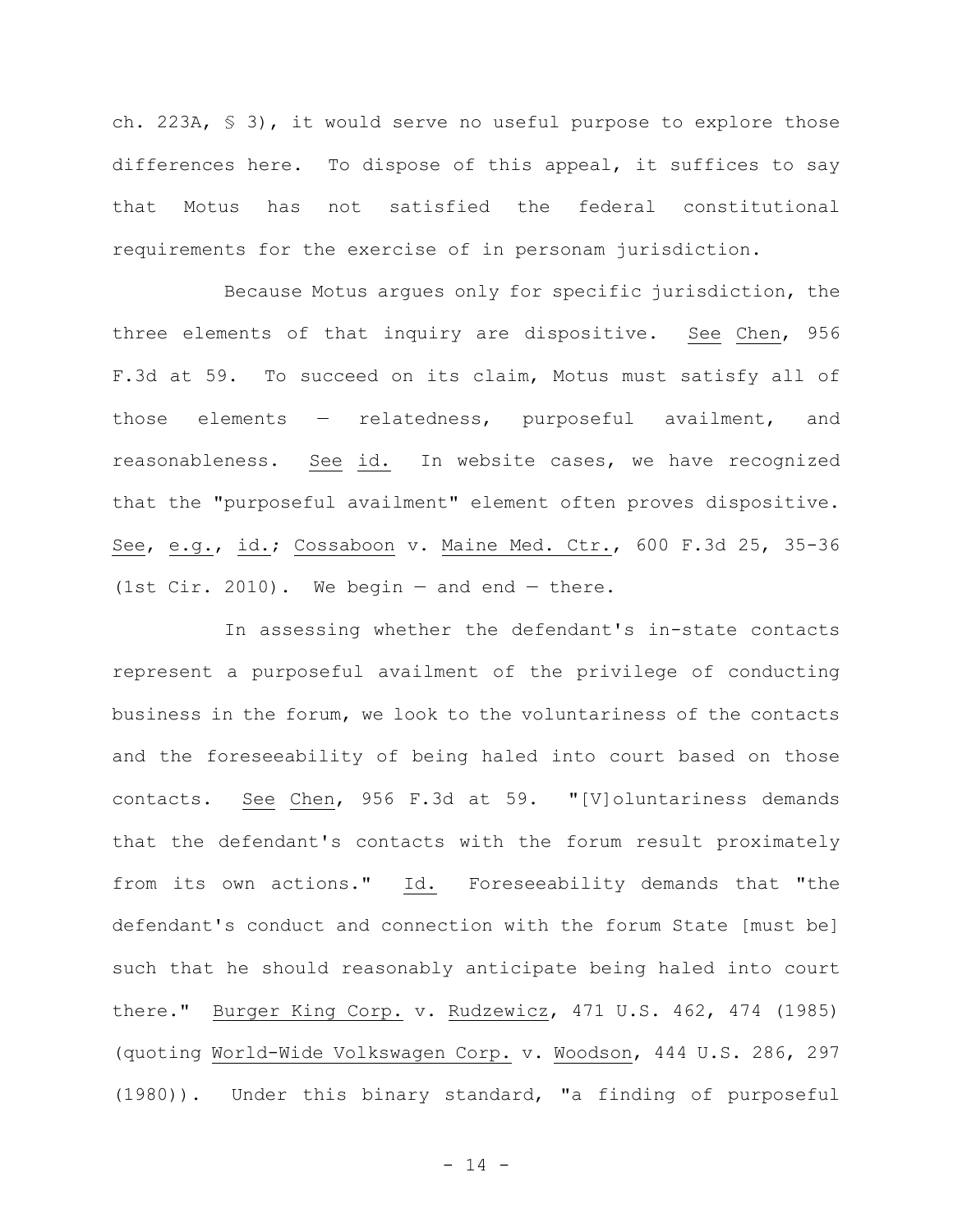ch. 223A, § 3), it would serve no useful purpose to explore those differences here. To dispose of this appeal, it suffices to say that Motus has not satisfied the federal constitutional requirements for the exercise of in personam jurisdiction.

Because Motus argues only for specific jurisdiction, the three elements of that inquiry are dispositive. See Chen, 956 F.3d at 59. To succeed on its claim, Motus must satisfy all of those elements — relatedness, purposeful availment, and reasonableness. See id. In website cases, we have recognized that the "purposeful availment" element often proves dispositive. See, e.g., id.; Cossaboon v. Maine Med. Ctr., 600 F.3d 25, 35-36 (1st Cir. 2010). We begin — and end — there.

In assessing whether the defendant's in-state contacts represent a purposeful availment of the privilege of conducting business in the forum, we look to the voluntariness of the contacts and the foreseeability of being haled into court based on those contacts. See Chen, 956 F.3d at 59. "[V]oluntariness demands that the defendant's contacts with the forum result proximately from its own actions." Id. Foreseeability demands that "the defendant's conduct and connection with the forum State [must be] such that he should reasonably anticipate being haled into court there." Burger King Corp. v. Rudzewicz, 471 U.S. 462, 474 (1985) (quoting World-Wide Volkswagen Corp. v. Woodson, 444 U.S. 286, 297 (1980)). Under this binary standard, "a finding of purposeful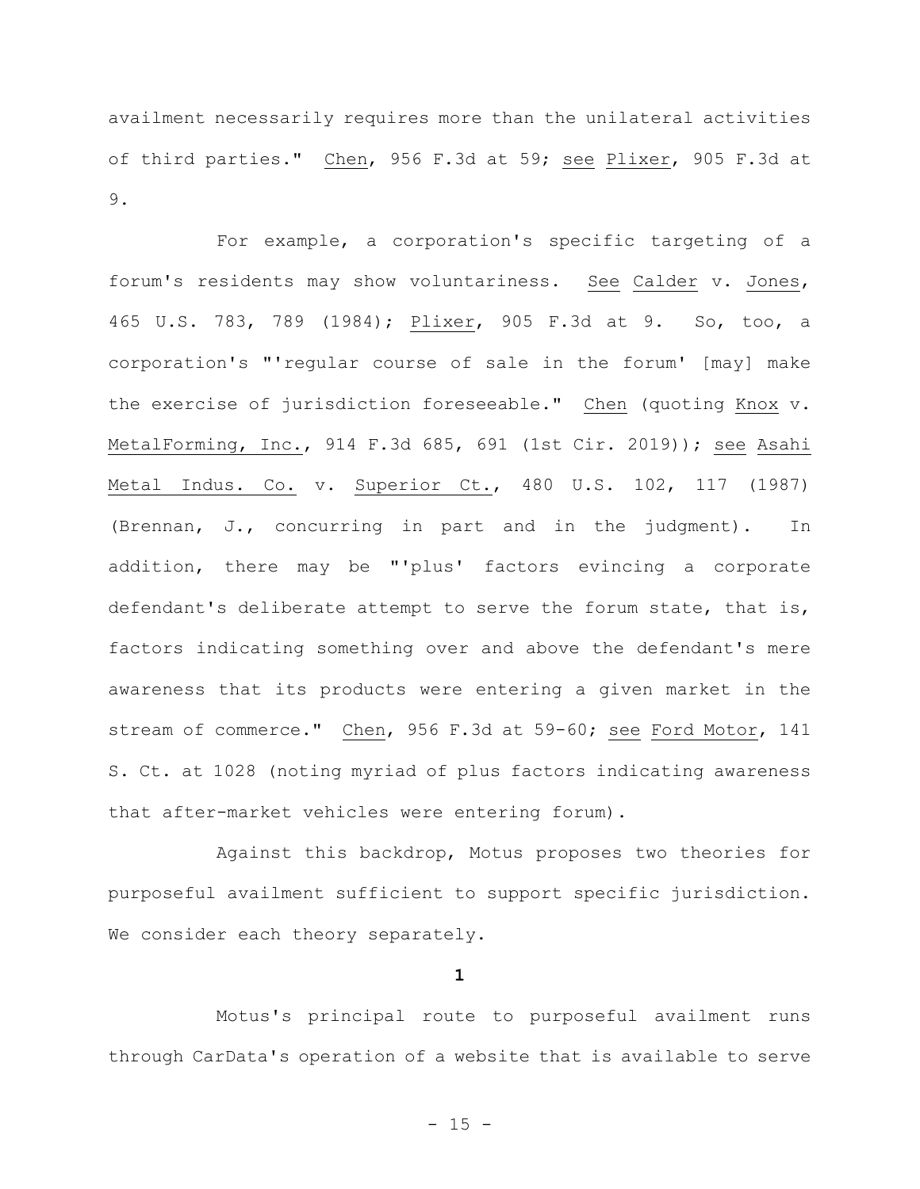availment necessarily requires more than the unilateral activities of third parties." Chen, 956 F.3d at 59; see Plixer, 905 F.3d at 9.

For example, a corporation's specific targeting of a forum's residents may show voluntariness. See Calder v. Jones, 465 U.S. 783, 789 (1984); Plixer, 905 F.3d at 9. So, too, a corporation's "'regular course of sale in the forum' [may] make the exercise of jurisdiction foreseeable." Chen (quoting Knox v. MetalForming, Inc., 914 F.3d 685, 691 (1st Cir. 2019)); see Asahi Metal Indus. Co. v. Superior Ct., 480 U.S. 102, 117 (1987) (Brennan, J., concurring in part and in the judgment). In addition, there may be "'plus' factors evincing a corporate defendant's deliberate attempt to serve the forum state, that is, factors indicating something over and above the defendant's mere awareness that its products were entering a given market in the stream of commerce." Chen, 956 F.3d at 59-60; see Ford Motor, 141 S. Ct. at 1028 (noting myriad of plus factors indicating awareness that after-market vehicles were entering forum).

Against this backdrop, Motus proposes two theories for purposeful availment sufficient to support specific jurisdiction. We consider each theory separately.

**1**

Motus's principal route to purposeful availment runs through CarData's operation of a website that is available to serve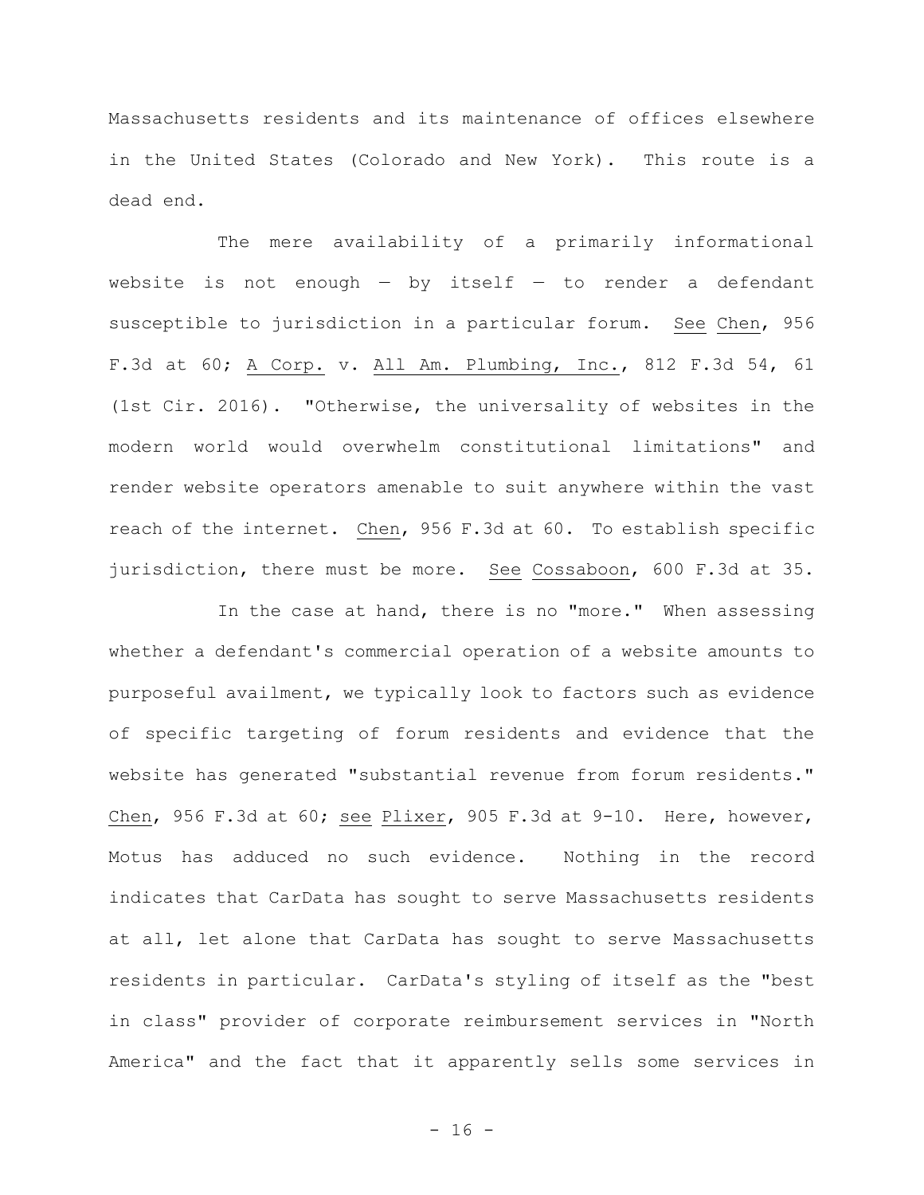Massachusetts residents and its maintenance of offices elsewhere in the United States (Colorado and New York). This route is a dead end.

The mere availability of a primarily informational website is not enough — by itself — to render a defendant susceptible to jurisdiction in a particular forum. See Chen, 956 F.3d at 60; A Corp. v. All Am. Plumbing, Inc., 812 F.3d 54, 61 (1st Cir. 2016). "Otherwise, the universality of websites in the modern world would overwhelm constitutional limitations" and render website operators amenable to suit anywhere within the vast reach of the internet. Chen, 956 F.3d at 60. To establish specific jurisdiction, there must be more. See Cossaboon, 600 F.3d at 35.

In the case at hand, there is no "more." When assessing whether a defendant's commercial operation of a website amounts to purposeful availment, we typically look to factors such as evidence of specific targeting of forum residents and evidence that the website has generated "substantial revenue from forum residents." Chen, 956 F.3d at 60; see Plixer, 905 F.3d at 9-10. Here, however, Motus has adduced no such evidence. Nothing in the record indicates that CarData has sought to serve Massachusetts residents at all, let alone that CarData has sought to serve Massachusetts residents in particular. CarData's styling of itself as the "best in class" provider of corporate reimbursement services in "North America" and the fact that it apparently sells some services in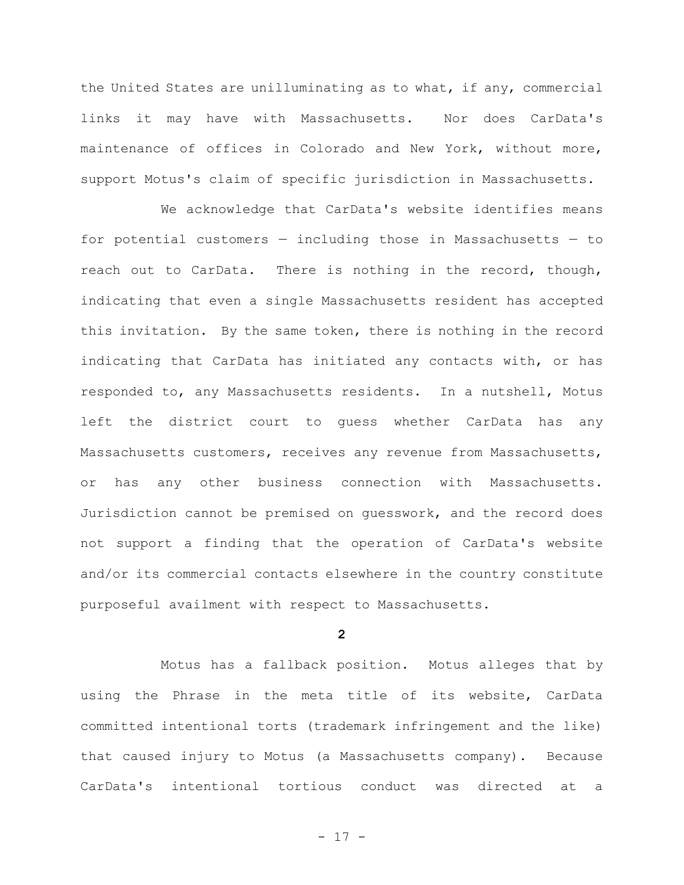the United States are unilluminating as to what, if any, commercial links it may have with Massachusetts. Nor does CarData's maintenance of offices in Colorado and New York, without more, support Motus's claim of specific jurisdiction in Massachusetts.

We acknowledge that CarData's website identifies means for potential customers — including those in Massachusetts — to reach out to CarData. There is nothing in the record, though, indicating that even a single Massachusetts resident has accepted this invitation. By the same token, there is nothing in the record indicating that CarData has initiated any contacts with, or has responded to, any Massachusetts residents. In a nutshell, Motus left the district court to guess whether CarData has any Massachusetts customers, receives any revenue from Massachusetts, or has any other business connection with Massachusetts. Jurisdiction cannot be premised on guesswork, and the record does not support a finding that the operation of CarData's website and/or its commercial contacts elsewhere in the country constitute purposeful availment with respect to Massachusetts.

**2**

Motus has a fallback position. Motus alleges that by using the Phrase in the meta title of its website, CarData committed intentional torts (trademark infringement and the like) that caused injury to Motus (a Massachusetts company). Because CarData's intentional tortious conduct was directed at a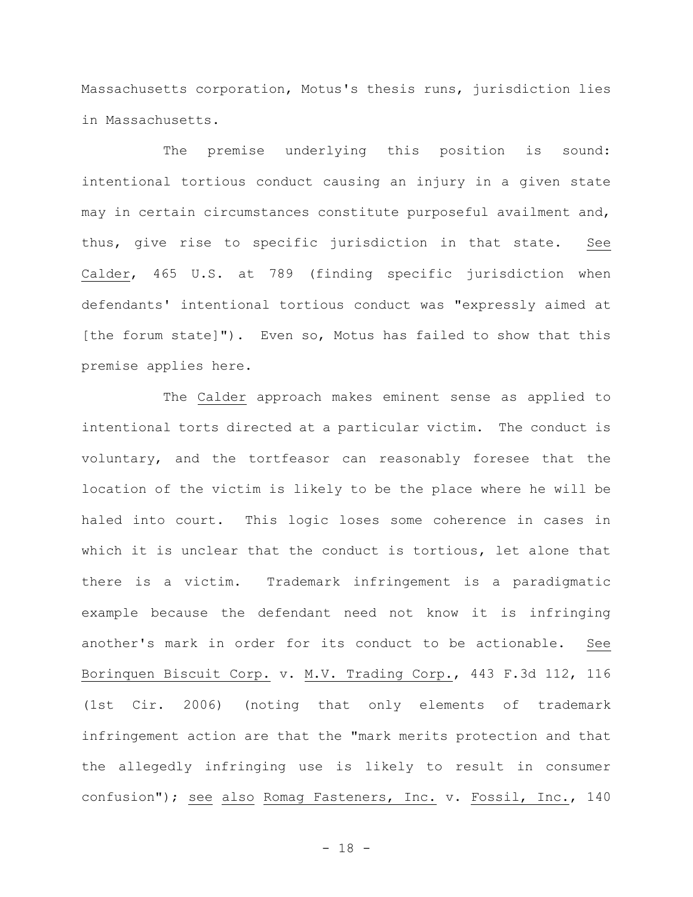Massachusetts corporation, Motus's thesis runs, jurisdiction lies in Massachusetts.

The premise underlying this position is sound: intentional tortious conduct causing an injury in a given state may in certain circumstances constitute purposeful availment and, thus, give rise to specific jurisdiction in that state. See Calder, 465 U.S. at 789 (finding specific jurisdiction when defendants' intentional tortious conduct was "expressly aimed at [the forum state]"). Even so, Motus has failed to show that this premise applies here.

The Calder approach makes eminent sense as applied to intentional torts directed at a particular victim. The conduct is voluntary, and the tortfeasor can reasonably foresee that the location of the victim is likely to be the place where he will be haled into court. This logic loses some coherence in cases in which it is unclear that the conduct is tortious, let alone that there is a victim. Trademark infringement is a paradigmatic example because the defendant need not know it is infringing another's mark in order for its conduct to be actionable. See Borinquen Biscuit Corp. v. M.V. Trading Corp., 443 F.3d 112, 116 (1st Cir. 2006) (noting that only elements of trademark infringement action are that the "mark merits protection and that the allegedly infringing use is likely to result in consumer confusion"); see also Romag Fasteners, Inc. v. Fossil, Inc., 140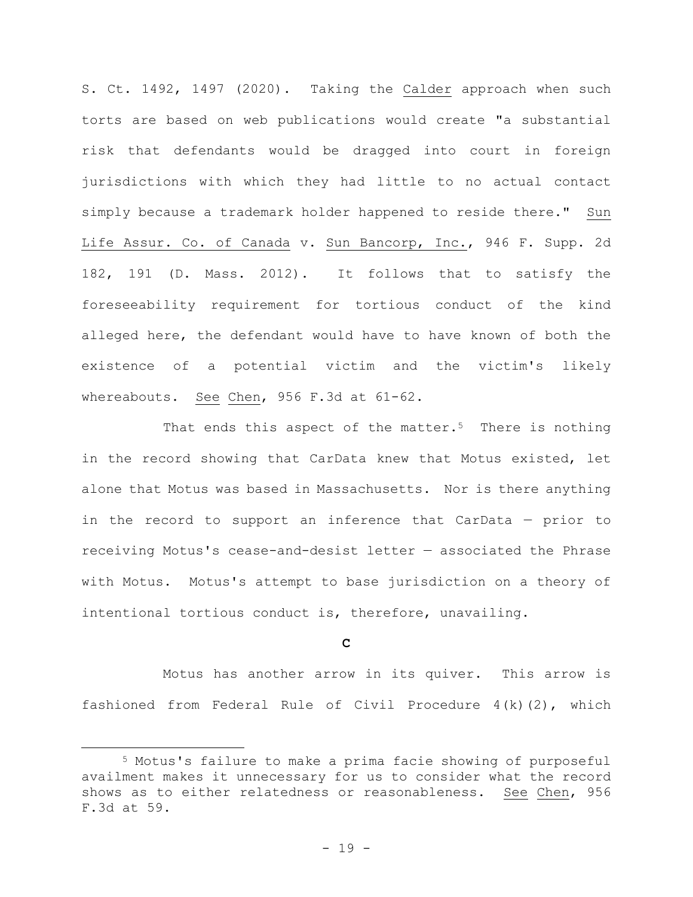S. Ct. 1492, 1497 (2020). Taking the Calder approach when such torts are based on web publications would create "a substantial risk that defendants would be dragged into court in foreign jurisdictions with which they had little to no actual contact simply because a trademark holder happened to reside there." Sun Life Assur. Co. of Canada v. Sun Bancorp, Inc., 946 F. Supp. 2d 182, 191 (D. Mass. 2012). It follows that to satisfy the foreseeability requirement for tortious conduct of the kind alleged here, the defendant would have to have known of both the existence of a potential victim and the victim's likely whereabouts. See Chen, 956 F.3d at 61-62.

That ends this aspect of the matter.[5] There is nothing in the record showing that CarData knew that Motus existed, let alone that Motus was based in Massachusetts. Nor is there anything in the record to support an inference that CarData — prior to receiving Motus's cease-and-desist letter — associated the Phrase with Motus. Motus's attempt to base jurisdiction on a theory of intentional tortious conduct is, therefore, unavailing.

**C**

Motus has another arrow in its quiver. This arrow is fashioned from Federal Rule of Civil Procedure 4(k)(2), which

[5] Motus's failure to make a prima facie showing of purposeful availment makes it unnecessary for us to consider what the record shows as to either relatedness or reasonableness. See Chen, 956 F.3d at 59.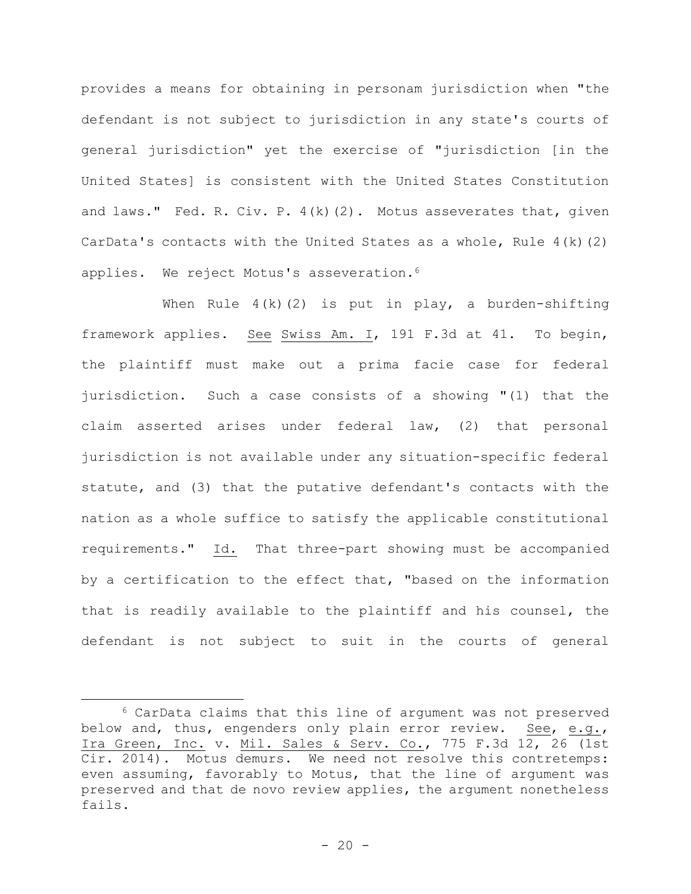provides a means for obtaining in personam jurisdiction when "the defendant is not subject to jurisdiction in any state's courts of general jurisdiction" yet the exercise of "jurisdiction [in the United States] is consistent with the United States Constitution and laws." Fed. R. Civ. P. 4(k)(2). Motus asseverates that, given CarData's contacts with the United States as a whole, Rule 4(k)(2) applies. We reject Motus's asseveration.[6]

When Rule 4(k)(2) is put in play, a burden-shifting framework applies. See Swiss Am. I, 191 F.3d at 41. To begin, the plaintiff must make out a prima facie case for federal jurisdiction. Such a case consists of a showing "(1) that the claim asserted arises under federal law, (2) that personal jurisdiction is not available under any situation-specific federal statute, and (3) that the putative defendant's contacts with the nation as a whole suffice to satisfy the applicable constitutional requirements." Id. That three-part showing must be accompanied by a certification to the effect that, "based on the information that is readily available to the plaintiff and his counsel, the defendant is not subject to suit in the courts of general

---

[6] CarData claims that this line of argument was not preserved below and, thus, engenders only plain error review. See, e.g., Ira Green, Inc. v. Mil. Sales & Serv. Co., 775 F.3d 12, 26 (1st Cir. 2014). Motus demurs. We need not resolve this contretemps: even assuming, favorably to Motus, that the line of argument was preserved and that de novo review applies, the argument nonetheless fails.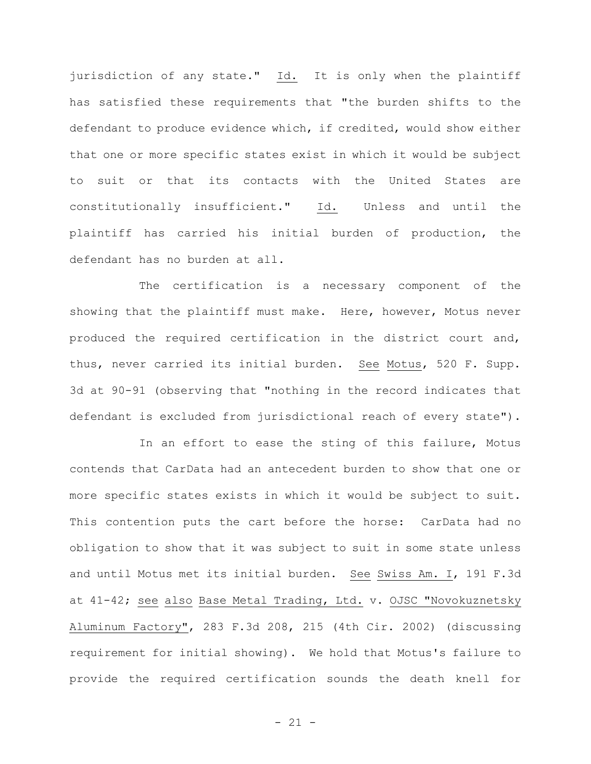jurisdiction of any state." Id. It is only when the plaintiff has satisfied these requirements that "the burden shifts to the defendant to produce evidence which, if credited, would show either that one or more specific states exist in which it would be subject to suit or that its contacts with the United States are constitutionally insufficient." Id. Unless and until the plaintiff has carried his initial burden of production, the defendant has no burden at all.

The certification is a necessary component of the showing that the plaintiff must make. Here, however, Motus never produced the required certification in the district court and, thus, never carried its initial burden. See Motus, 520 F. Supp. 3d at 90-91 (observing that "nothing in the record indicates that defendant is excluded from jurisdictional reach of every state").

In an effort to ease the sting of this failure, Motus contends that CarData had an antecedent burden to show that one or more specific states exists in which it would be subject to suit. This contention puts the cart before the horse: CarData had no obligation to show that it was subject to suit in some state unless and until Motus met its initial burden. See Swiss Am. I, 191 F.3d at 41-42; see also Base Metal Trading, Ltd. v. OJSC "Novokuznetsky Aluminum Factory", 283 F.3d 208, 215 (4th Cir. 2002) (discussing requirement for initial showing). We hold that Motus's failure to provide the required certification sounds the death knell for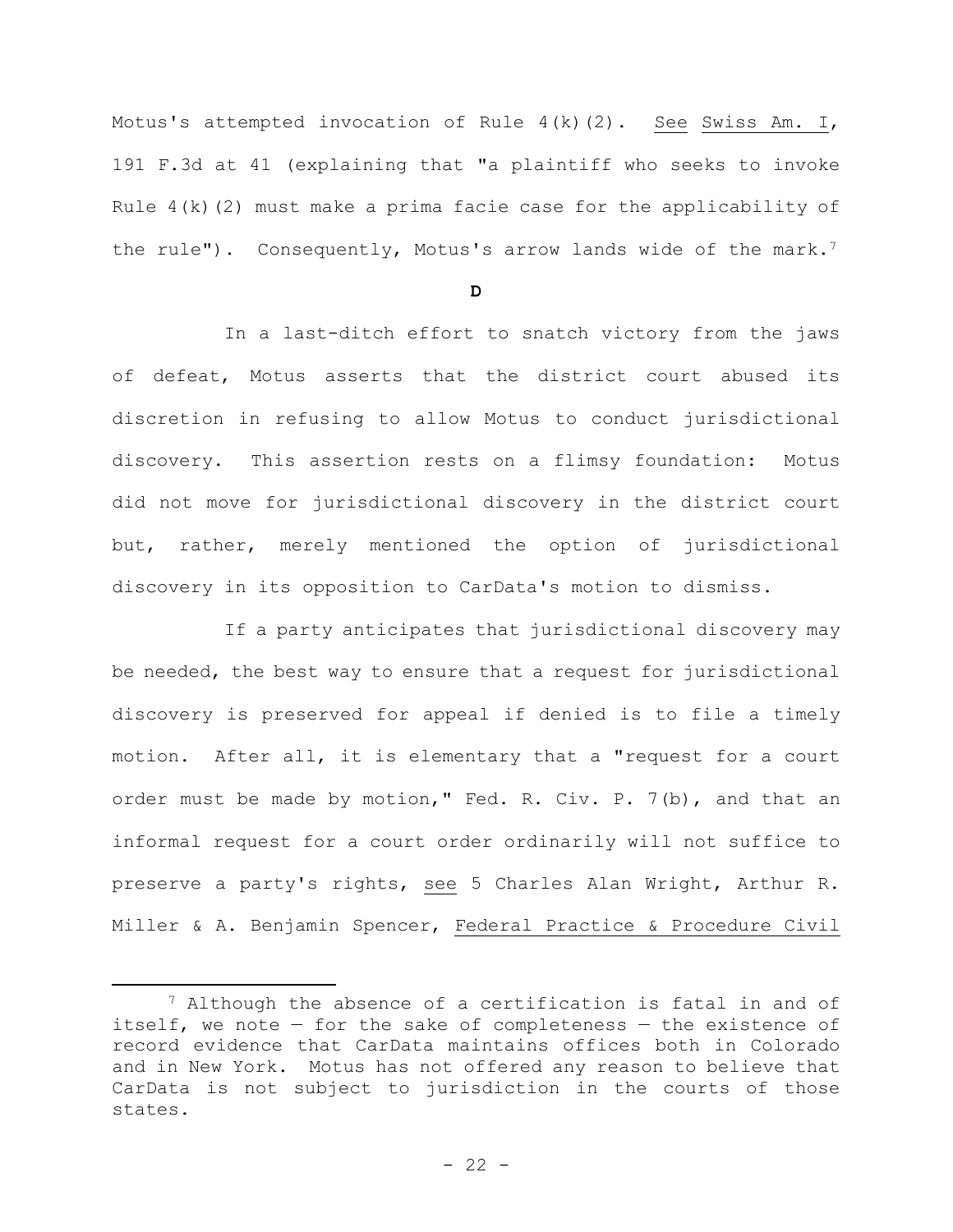Motus's attempted invocation of Rule 4(k)(2). See Swiss Am. I, 191 F.3d at 41 (explaining that "a plaintiff who seeks to invoke Rule 4(k)(2) must make a prima facie case for the applicability of the rule"). Consequently, Motus's arrow lands wide of the mark.[7]

**D**

In a last-ditch effort to snatch victory from the jaws of defeat, Motus asserts that the district court abused its discretion in refusing to allow Motus to conduct jurisdictional discovery. This assertion rests on a flimsy foundation: Motus did not move for jurisdictional discovery in the district court but, rather, merely mentioned the option of jurisdictional discovery in its opposition to CarData's motion to dismiss.

If a party anticipates that jurisdictional discovery may be needed, the best way to ensure that a request for jurisdictional discovery is preserved for appeal if denied is to file a timely motion. After all, it is elementary that a "request for a court order must be made by motion," Fed. R. Civ. P. 7(b), and that an informal request for a court order ordinarily will not suffice to preserve a party's rights, see 5 Charles Alan Wright, Arthur R. Miller & A. Benjamin Spencer, Federal Practice & Procedure Civil

[7] Although the absence of a certification is fatal in and of itself, we note — for the sake of completeness — the existence of record evidence that CarData maintains offices both in Colorado and in New York. Motus has not offered any reason to believe that CarData is not subject to jurisdiction in the courts of those states.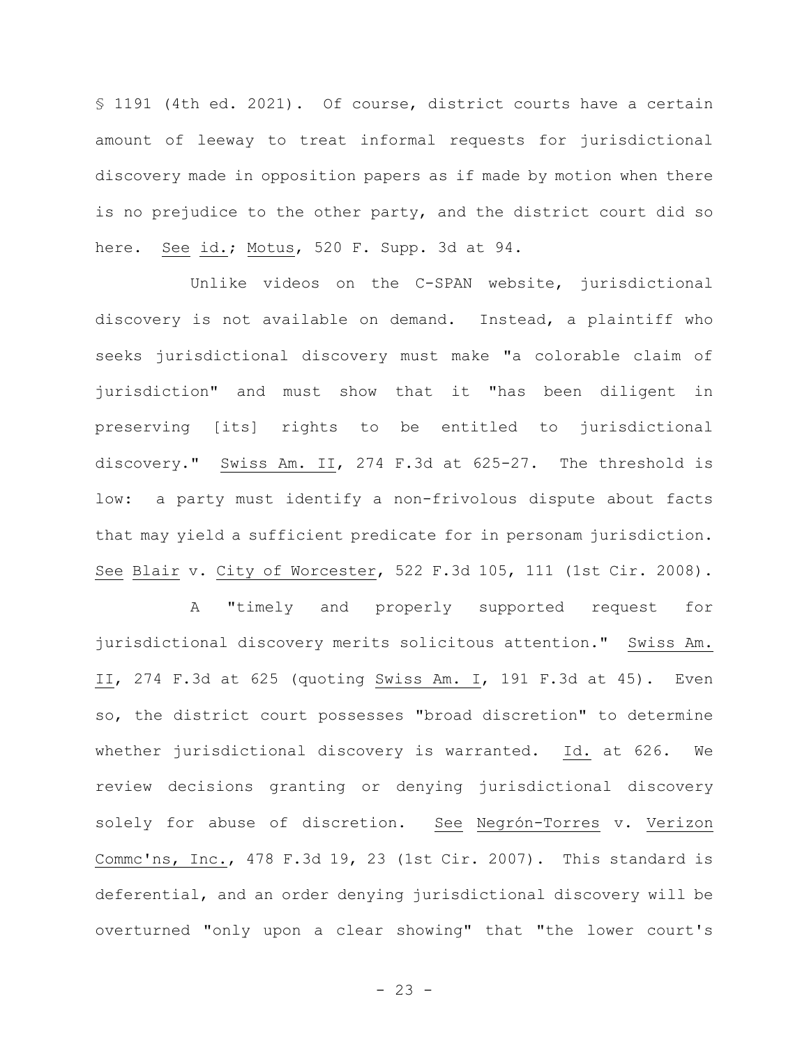§ 1191 (4th ed. 2021). Of course, district courts have a certain amount of leeway to treat informal requests for jurisdictional discovery made in opposition papers as if made by motion when there is no prejudice to the other party, and the district court did so here. See id.; Motus, 520 F. Supp. 3d at 94.

Unlike videos on the C-SPAN website, jurisdictional discovery is not available on demand. Instead, a plaintiff who seeks jurisdictional discovery must make "a colorable claim of jurisdiction" and must show that it "has been diligent in preserving [its] rights to be entitled to jurisdictional discovery." Swiss Am. II, 274 F.3d at 625-27. The threshold is low: a party must identify a non-frivolous dispute about facts that may yield a sufficient predicate for in personam jurisdiction. See Blair v. City of Worcester, 522 F.3d 105, 111 (1st Cir. 2008).

A "timely and properly supported request for jurisdictional discovery merits solicitous attention." Swiss Am. II, 274 F.3d at 625 (quoting Swiss Am. I, 191 F.3d at 45). Even so, the district court possesses "broad discretion" to determine whether jurisdictional discovery is warranted. Id. at 626. We review decisions granting or denying jurisdictional discovery solely for abuse of discretion. See Negrón-Torres v. Verizon Commc'ns, Inc., 478 F.3d 19, 23 (1st Cir. 2007). This standard is deferential, and an order denying jurisdictional discovery will be overturned "only upon a clear showing" that "the lower court's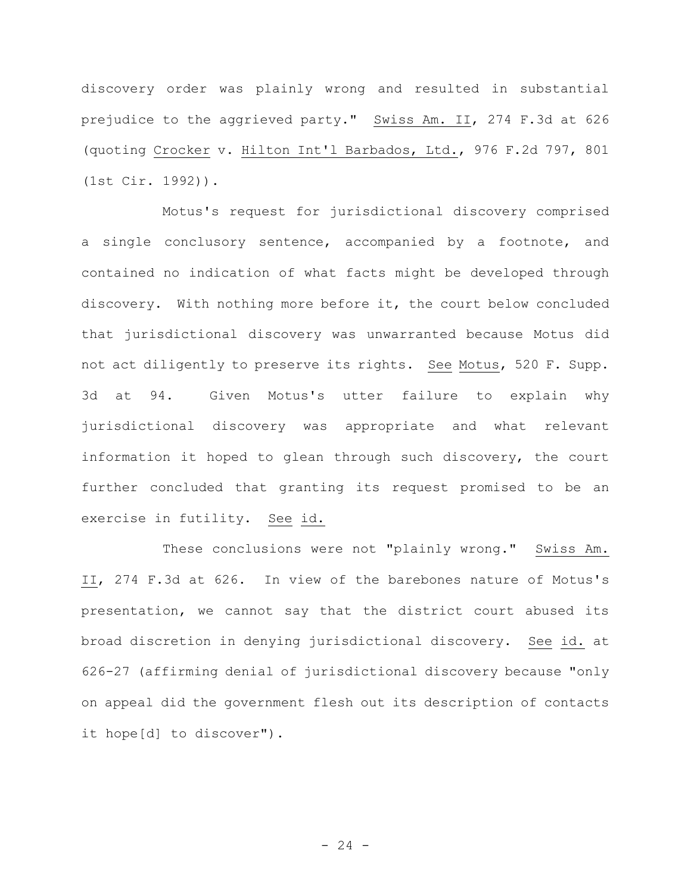discovery order was plainly wrong and resulted in substantial prejudice to the aggrieved party." Swiss Am. II, 274 F.3d at 626 (quoting Crocker v. Hilton Int'l Barbados, Ltd., 976 F.2d 797, 801 (1st Cir. 1992)).

Motus's request for jurisdictional discovery comprised a single conclusory sentence, accompanied by a footnote, and contained no indication of what facts might be developed through discovery. With nothing more before it, the court below concluded that jurisdictional discovery was unwarranted because Motus did not act diligently to preserve its rights. See Motus, 520 F. Supp. 3d at 94. Given Motus's utter failure to explain why jurisdictional discovery was appropriate and what relevant information it hoped to glean through such discovery, the court further concluded that granting its request promised to be an exercise in futility. See id.

These conclusions were not "plainly wrong." Swiss Am. II, 274 F.3d at 626. In view of the barebones nature of Motus's presentation, we cannot say that the district court abused its broad discretion in denying jurisdictional discovery. See id. at 626-27 (affirming denial of jurisdictional discovery because "only on appeal did the government flesh out its description of contacts it hope[d] to discover").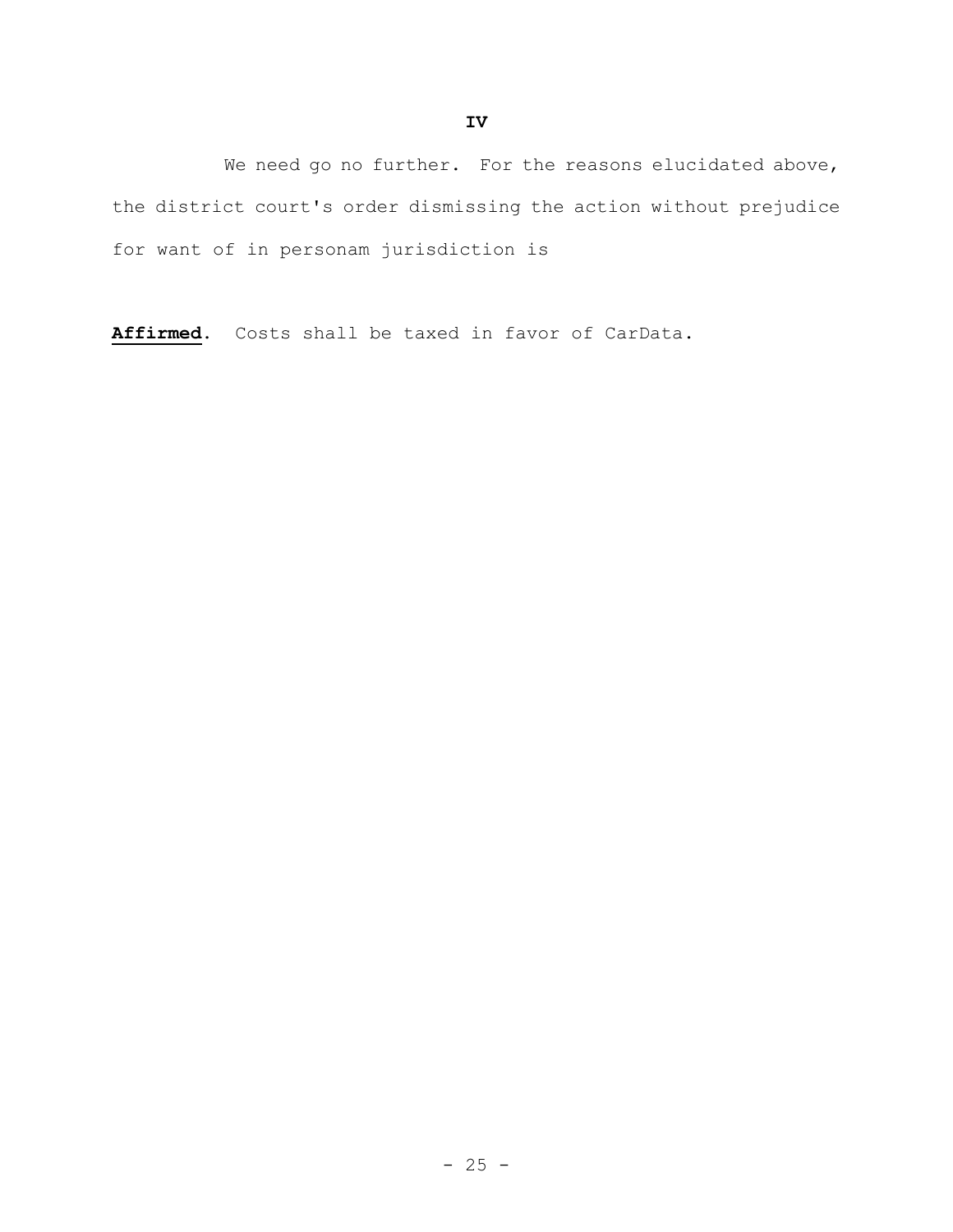## IV

We need go no further. For the reasons elucidated above, the district court's order dismissing the action without prejudice for want of in personam jurisdiction is

**Affirmed**. Costs shall be taxed in favor of CarData.